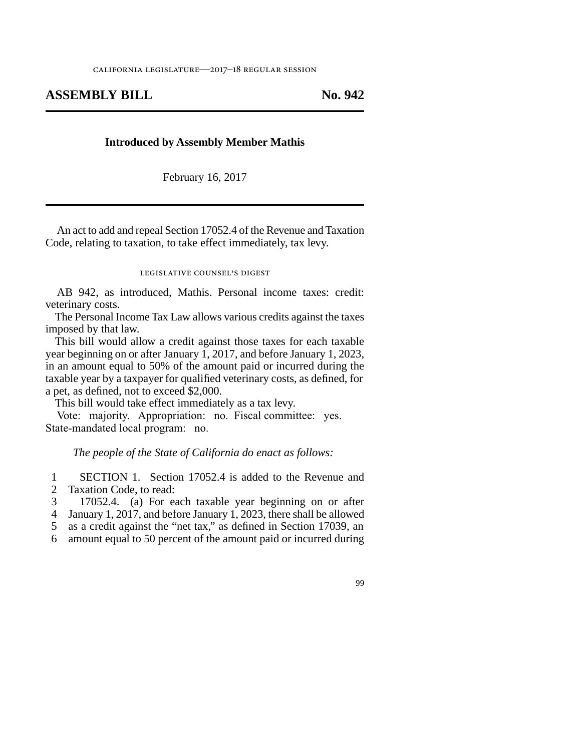CALIFORNIA LEGISLATURE—2017–18 REGULAR SESSION

# ASSEMBLY BILL No. 942

**Introduced by Assembly Member Mathis**

February 16, 2017

---

An act to add and repeal Section 17052.4 of the Revenue and Taxation Code, relating to taxation, to take effect immediately, tax levy.

## LEGISLATIVE COUNSEL'S DIGEST

AB 942, as introduced, Mathis. Personal income taxes: credit: veterinary costs.

The Personal Income Tax Law allows various credits against the taxes imposed by that law.

This bill would allow a credit against those taxes for each taxable year beginning on or after January 1, 2017, and before January 1, 2023, in an amount equal to 50% of the amount paid or incurred during the taxable year by a taxpayer for qualified veterinary costs, as defined, for a pet, as defined, not to exceed $2,000.

This bill would take effect immediately as a tax levy.

Vote: majority. Appropriation: no. Fiscal committee: yes. State-mandated local program: no.

*The people of the State of California do enact as follows:*

1 SECTION 1. Section 17052.4 is added to the Revenue and
2 Taxation Code, to read:
3 17052.4. (a) For each taxable year beginning on or after
4 January 1, 2017, and before January 1, 2023, there shall be allowed
5 as a credit against the "net tax," as defined in Section 17039, an
6 amount equal to 50 percent of the amount paid or incurred during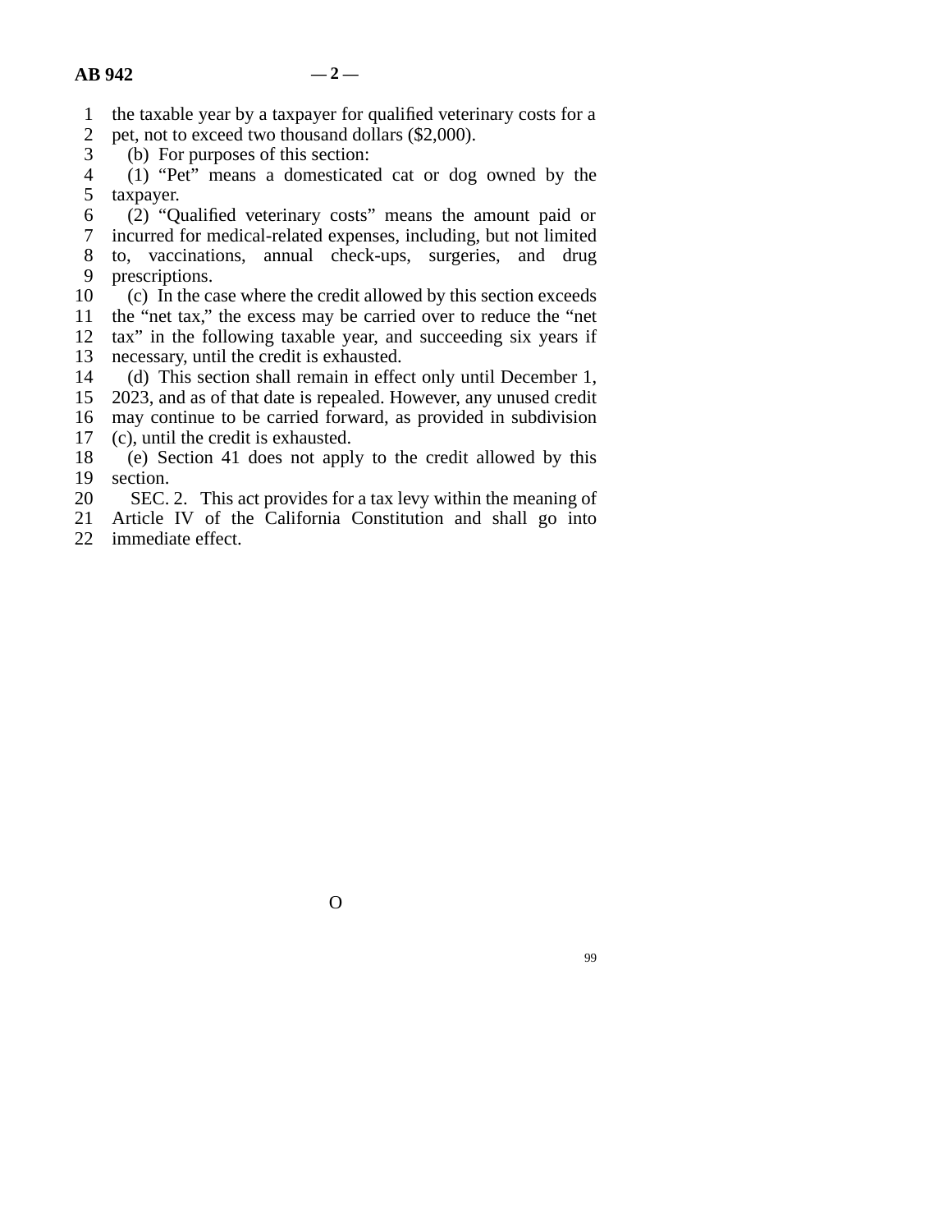the taxable year by a taxpayer for qualified veterinary costs for a pet, not to exceed two thousand dollars ($2,000).

(b) For purposes of this section:

(1) "Pet" means a domesticated cat or dog owned by the taxpayer.

(2) "Qualified veterinary costs" means the amount paid or incurred for medical-related expenses, including, but not limited to, vaccinations, annual check-ups, surgeries, and drug prescriptions.

(c) In the case where the credit allowed by this section exceeds the "net tax," the excess may be carried over to reduce the "net tax" in the following taxable year, and succeeding six years if necessary, until the credit is exhausted.

(d) This section shall remain in effect only until December 1, 2023, and as of that date is repealed. However, any unused credit may continue to be carried forward, as provided in subdivision (c), until the credit is exhausted.

(e) Section 41 does not apply to the credit allowed by this section.

SEC. 2. This act provides for a tax levy within the meaning of Article IV of the California Constitution and shall go into immediate effect.